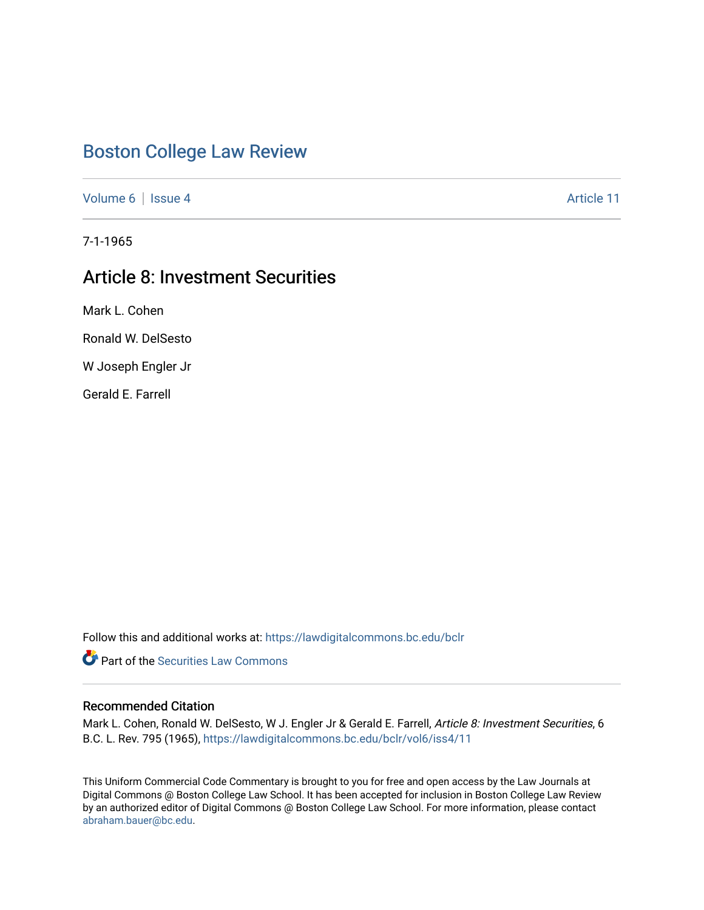# Boston College Law Review

Volume 6 | Issue 4 Article 11

7-1-1965

## Article 8: Investment Securities

Mark L. Cohen

Ronald W. DelSesto

W Joseph Engler Jr

Gerald E. Farrell

Follow this and additional works at: https://lawdigitalcommons.bc.edu/bclr

Part of the Securities Law Commons

### Recommended Citation

Mark L. Cohen, Ronald W. DelSesto, W J. Engler Jr & Gerald E. Farrell, *Article 8: Investment Securities*, 6 B.C. L. Rev. 795 (1965), https://lawdigitalcommons.bc.edu/bclr/vol6/iss4/11

This Uniform Commercial Code Commentary is brought to you for free and open access by the Law Journals at Digital Commons @ Boston College Law School. It has been accepted for inclusion in Boston College Law Review by an authorized editor of Digital Commons @ Boston College Law School. For more information, please contact abraham.bauer@bc.edu.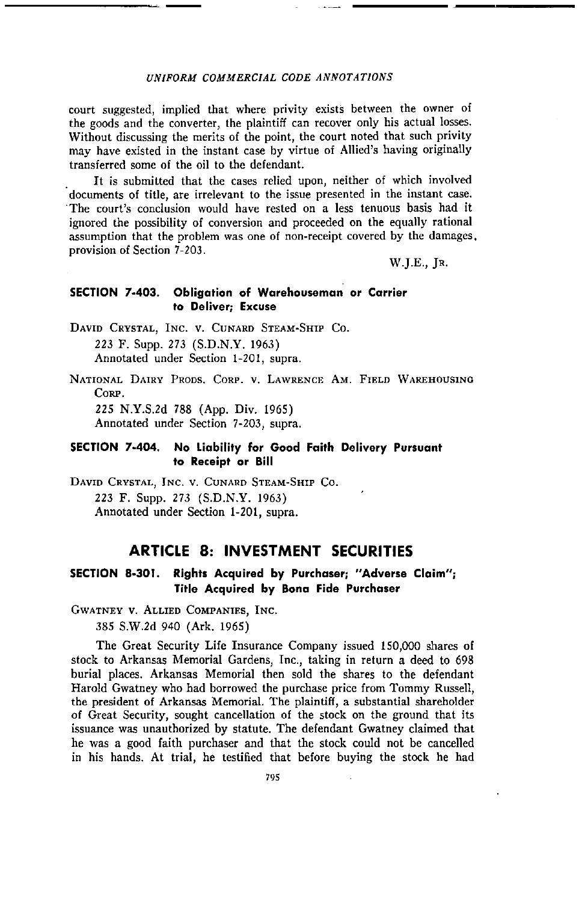court suggested, implied that where privity exists between the owner of the goods and the converter, the plaintiff can recover only his actual losses. Without discussing the merits of the point, the court noted that such privity may have existed in the instant case by virtue of Allied's having originally transferred some of the oil to the defendant.

It is submitted that the cases relied upon, neither of which involved documents of title, are irrelevant to the issue presented in the instant case. The court's conclusion would have rested on a less tenuous basis had it ignored the possibility of conversion and proceeded on the equally rational assumption that the problem was one of non-receipt covered by the damages provision of Section 7-203.

W.J.E., Jr.

### SECTION 7-403. Obligation of Warehouseman or Carrier to Deliver; Excuse

David Crystal, Inc. v. Cunard Steam-Ship Co.
223 F. Supp. 273 (S.D.N.Y. 1963)
Annotated under Section 1-201, supra.

National Dairy Prods. Corp. v. Lawrence Am. Field Warehousing Corp.
225 N.Y.S.2d 788 (App. Div. 1965)
Annotated under Section 7-203, supra.

### SECTION 7-404. No Liability for Good Faith Delivery Pursuant to Receipt or Bill

David Crystal, Inc. v. Cunard Steam-Ship Co.
223 F. Supp. 273 (S.D.N.Y. 1963)
Annotated under Section 1-201, supra.

## ARTICLE 8: INVESTMENT SECURITIES

### SECTION 8-301. Rights Acquired by Purchaser; "Adverse Claim"; Title Acquired by Bona Fide Purchaser

Gwatney v. Allied Companies, Inc.
385 S.W.2d 940 (Ark. 1965)

The Great Security Life Insurance Company issued 150,000 shares of stock to Arkansas Memorial Gardens, Inc., taking in return a deed to 698 burial places. Arkansas Memorial then sold the shares to the defendant Harold Gwatney who had borrowed the purchase price from Tommy Russell, the president of Arkansas Memorial. The plaintiff, a substantial shareholder of Great Security, sought cancellation of the stock on the ground that its issuance was unauthorized by statute. The defendant Gwatney claimed that he was a good faith purchaser and that the stock could not be cancelled in his hands. At trial, he testified that before buying the stock he had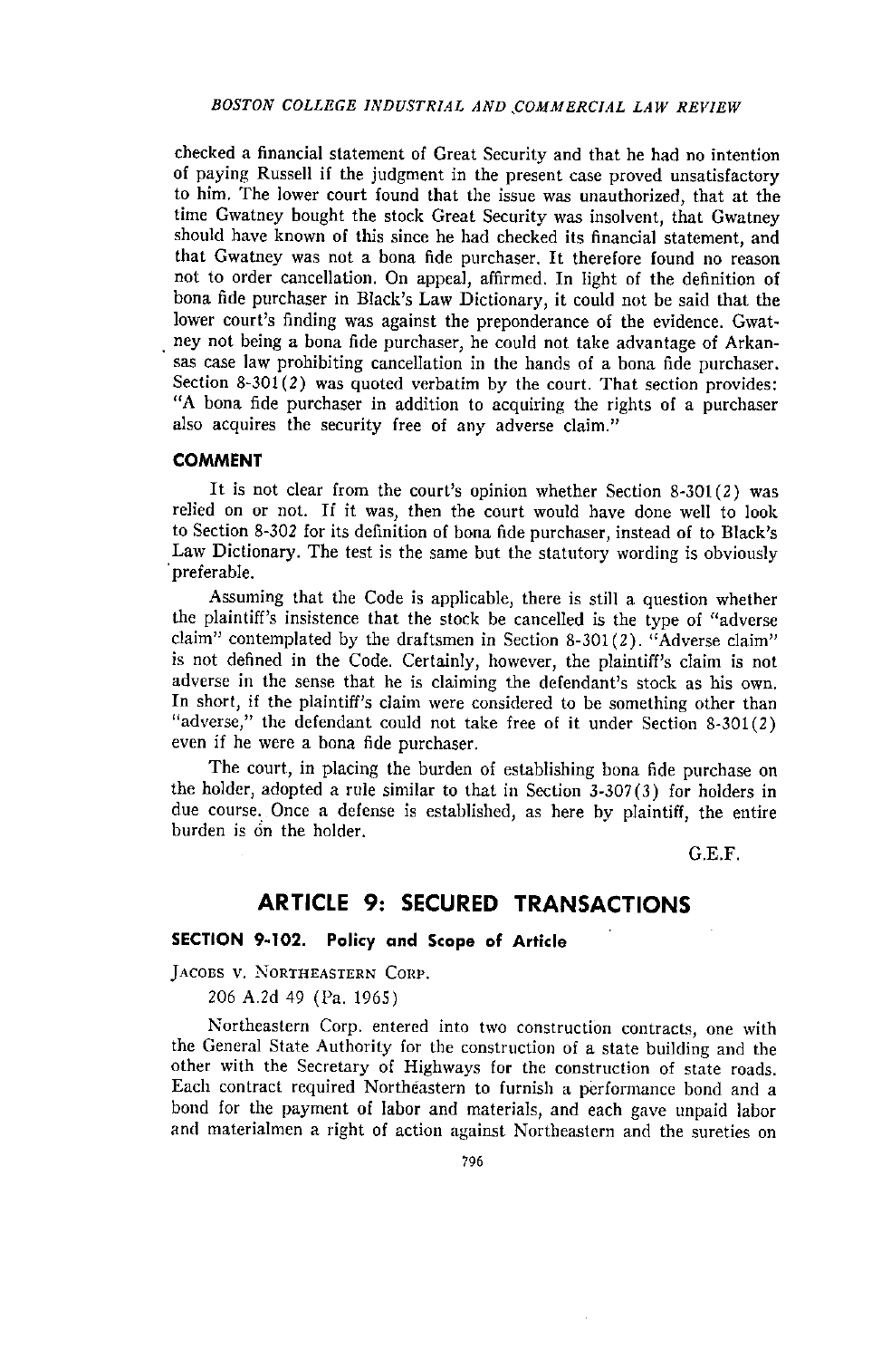checked a financial statement of Great Security and that he had no intention of paying Russell if the judgment in the present case proved unsatisfactory to him. The lower court found that the issue was unauthorized, that at the time Gwatney bought the stock Great Security was insolvent, that Gwatney should have known of this since he had checked its financial statement, and that Gwatney was not a bona fide purchaser. It therefore found no reason not to order cancellation. On appeal, affirmed. In light of the definition of bona fide purchaser in Black's Law Dictionary, it could not be said that the lower court's finding was against the preponderance of the evidence. Gwatney not being a bona fide purchaser, he could not take advantage of Arkansas case law prohibiting cancellation in the hands of a bona fide purchaser. Section 8-301(2) was quoted verbatim by the court. That section provides: "A bona fide purchaser in addition to acquiring the rights of a purchaser also acquires the security free of any adverse claim."

### COMMENT

It is not clear from the court's opinion whether Section 8-301(2) was relied on or not. If it was, then the court would have done well to look to Section 8-302 for its definition of bona fide purchaser, instead of to Black's Law Dictionary. The test is the same but the statutory wording is obviously preferable.

Assuming that the Code is applicable, there is still a question whether the plaintiff's insistence that the stock be cancelled is the type of "adverse claim" contemplated by the draftsmen in Section 8-301(2). "Adverse claim" is not defined in the Code. Certainly, however, the plaintiff's claim is not adverse in the sense that he is claiming the defendant's stock as his own. In short, if the plaintiff's claim were considered to be something other than "adverse," the defendant could not take free of it under Section 8-301(2) even if he were a bona fide purchaser.

The court, in placing the burden of establishing bona fide purchase on the holder, adopted a rule similar to that in Section 3-307(3) for holders in due course. Once a defense is established, as here by plaintiff, the entire burden is on the holder.

G.E.F.

## ARTICLE 9: SECURED TRANSACTIONS

### SECTION 9-102. Policy and Scope of Article

JACOBS v. NORTHEASTERN CORP.

206 A.2d 49 (Pa. 1965)

Northeastern Corp. entered into two construction contracts, one with the General State Authority for the construction of a state building and the other with the Secretary of Highways for the construction of state roads. Each contract required Northeastern to furnish a performance bond and a bond for the payment of labor and materials, and each gave unpaid labor and materialmen a right of action against Northeastern and the sureties on